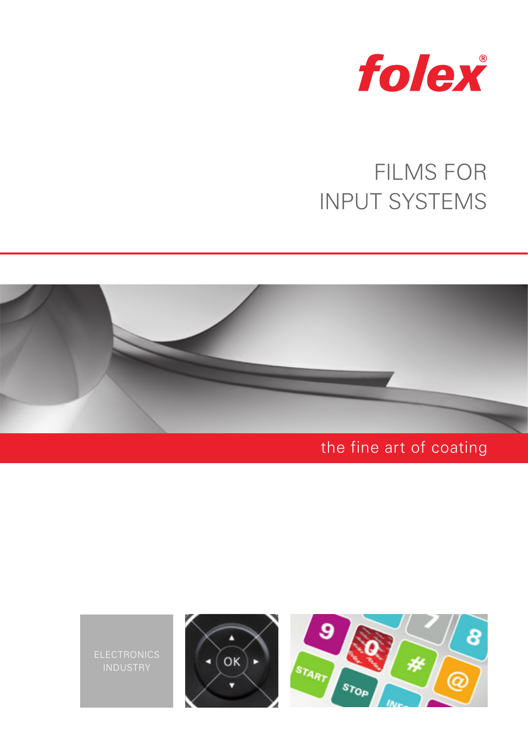folex®

# FILMS FOR INPUT SYSTEMS

the fine art of coating

ELECTRONICS INDUSTRY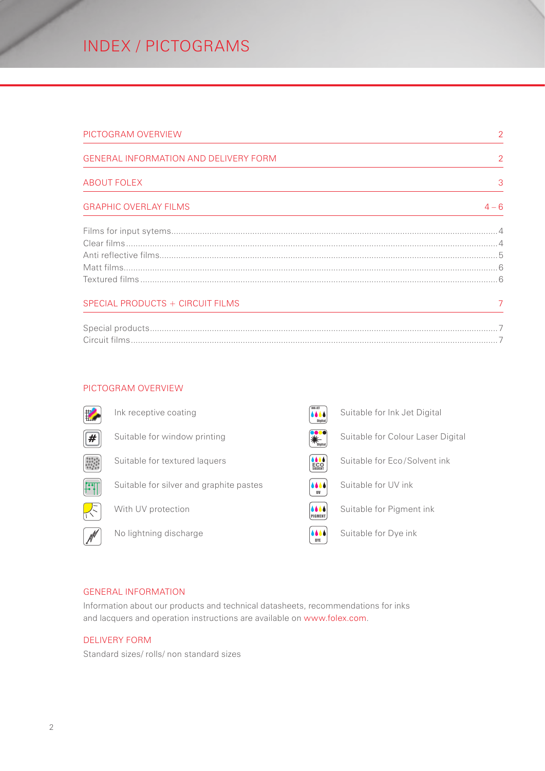# INDEX / PICTOGRAMS

| PICTOGRAM OVERVIEW | 2 |
|---|---|
| GENERAL INFORMATION AND DELIVERY FORM | 2 |
| ABOUT FOLEX | 3 |
| GRAPHIC OVERLAY FILMS | 4 – 6 |

Films for input sytems.....4
Clear films.....4
Anti reflective films.....5
Matt films.....6
Textured films.....6

| SPECIAL PRODUCTS + CIRCUIT FILMS | 7 |
|---|---|

Special products.....7
Circuit films.....7

## PICTOGRAM OVERVIEW

- Ink receptive coating
- Suitable for window printing
- Suitable for textured laquers
- Suitable for silver and graphite pastes
- With UV protection
- No lightning discharge
- Suitable for Ink Jet Digital
- Suitable for Colour Laser Digital
- Suitable for Eco/Solvent ink
- Suitable for UV ink
- Suitable for Pigment ink
- Suitable for Dye ink

## GENERAL INFORMATION

Information about our products and technical datasheets, recommendations for inks and lacquers and operation instructions are available on www.folex.com.

## DELIVERY FORM

Standard sizes/ rolls/ non standard sizes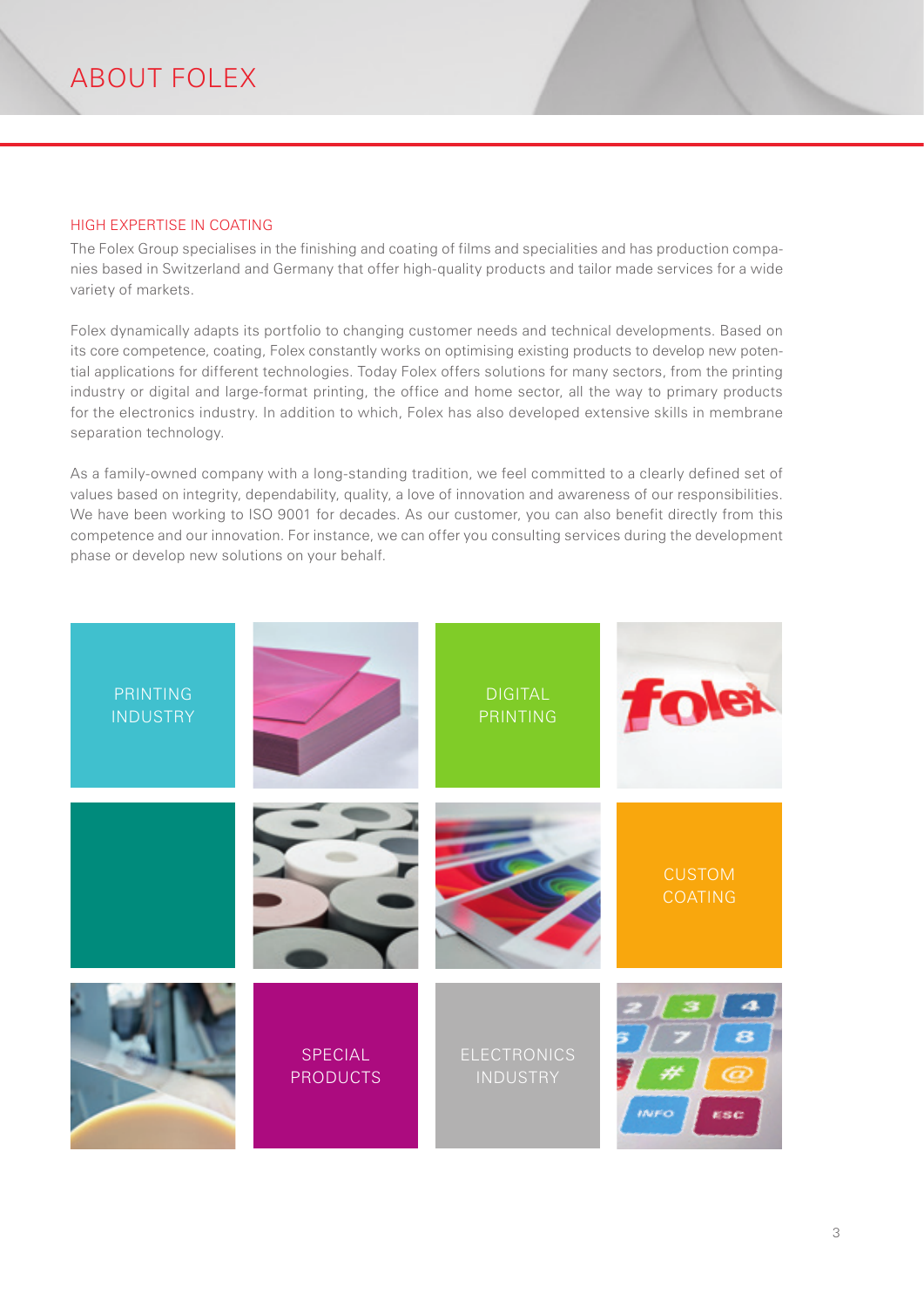# ABOUT FOLEX

## HIGH EXPERTISE IN COATING

The Folex Group specialises in the finishing and coating of films and specialities and has production companies based in Switzerland and Germany that offer high-quality products and tailor made services for a wide variety of markets.

Folex dynamically adapts its portfolio to changing customer needs and technical developments. Based on its core competence, coating, Folex constantly works on optimising existing products to develop new potential applications for different technologies. Today Folex offers solutions for many sectors, from the printing industry or digital and large-format printing, the office and home sector, all the way to primary products for the electronics industry. In addition to which, Folex has also developed extensive skills in membrane separation technology.

As a family-owned company with a long-standing tradition, we feel committed to a clearly defined set of values based on integrity, dependability, quality, a love of innovation and awareness of our responsibilities. We have been working to ISO 9001 for decades. As our customer, you can also benefit directly from this competence and our innovation. For instance, we can offer you consulting services during the development phase or develop new solutions on your behalf.

PRINTING INDUSTRY

DIGITAL PRINTING

CUSTOM COATING

SPECIAL PRODUCTS

ELECTRONICS INDUSTRY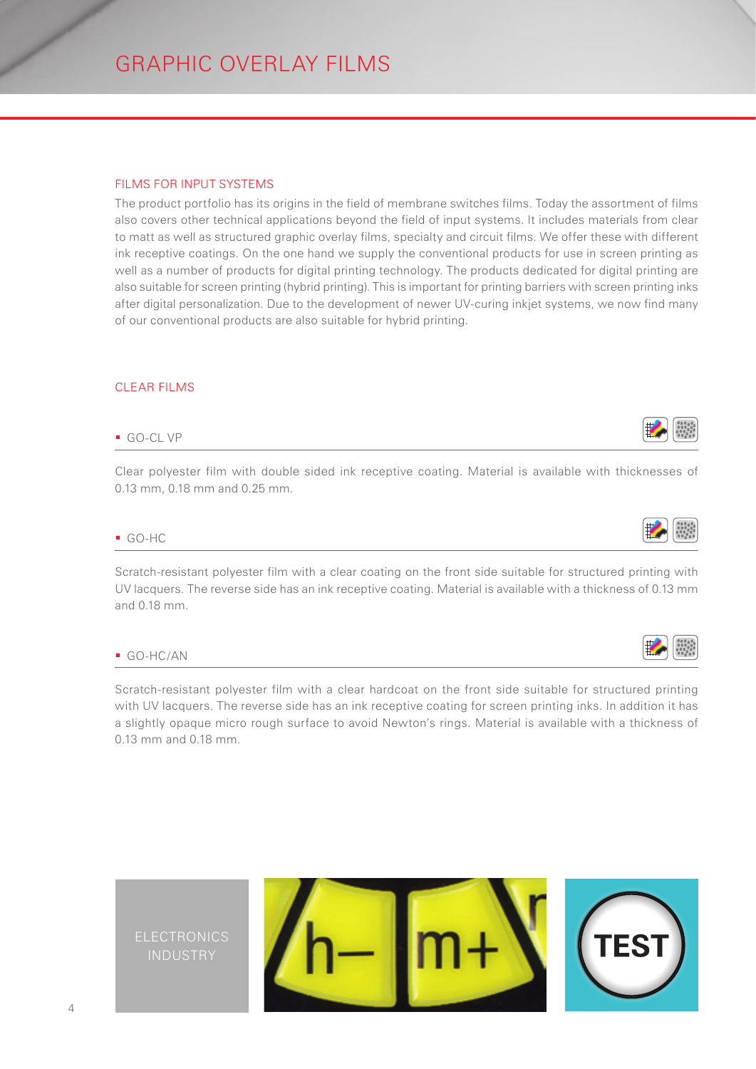# GRAPHIC OVERLAY FILMS

## FILMS FOR INPUT SYSTEMS

The product portfolio has its origins in the field of membrane switches films. Today the assortment of films also covers other technical applications beyond the field of input systems. It includes materials from clear to matt as well as structured graphic overlay films, specialty and circuit films. We offer these with different ink receptive coatings. On the one hand we supply the conventional products for use in screen printing as well as a number of products for digital printing technology. The products dedicated for digital printing are also suitable for screen printing (hybrid printing). This is important for printing barriers with screen printing inks after digital personalization. Due to the development of newer UV-curing inkjet systems, we now find many of our conventional products are also suitable for hybrid printing.

## CLEAR FILMS

### ▪ GO-CL VP

Clear polyester film with double sided ink receptive coating. Material is available with thicknesses of 0.13 mm, 0.18 mm and 0.25 mm.

### ▪ GO-HC

Scratch-resistant polyester film with a clear coating on the front side suitable for structured printing with UV lacquers. The reverse side has an ink receptive coating. Material is available with a thickness of 0.13 mm and 0.18 mm.

### ▪ GO-HC/AN

Scratch-resistant polyester film with a clear hardcoat on the front side suitable for structured printing with UV lacquers. The reverse side has an ink receptive coating for screen printing inks. In addition it has a slightly opaque micro rough surface to avoid Newton's rings. Material is available with a thickness of 0.13 mm and 0.18 mm.

ELECTRONICS INDUSTRY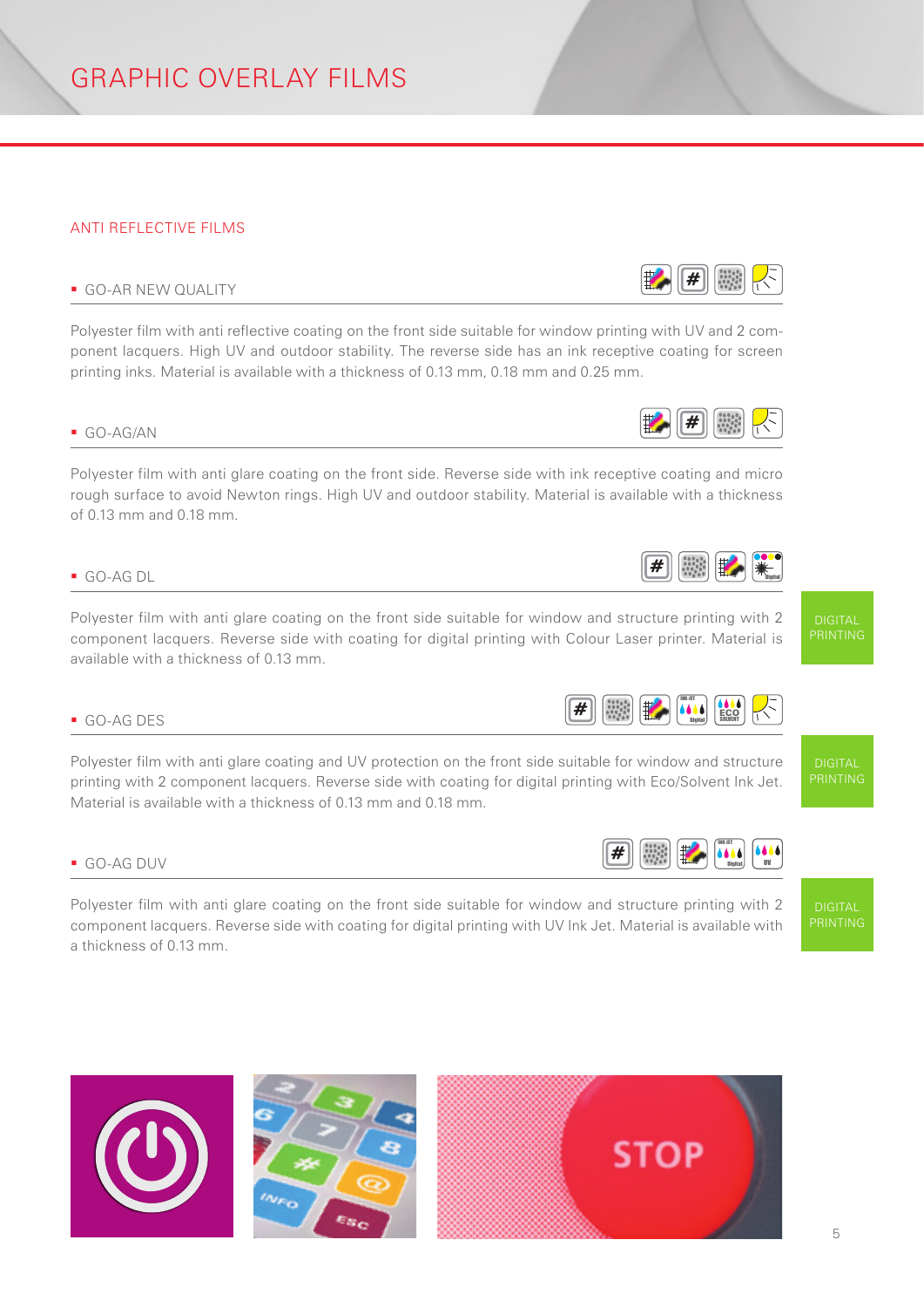# GRAPHIC OVERLAY FILMS

## ANTI REFLECTIVE FILMS

### ▪ GO-AR NEW QUALITY

Polyester film with anti reflective coating on the front side suitable for window printing with UV and 2 component lacquers. High UV and outdoor stability. The reverse side has an ink receptive coating for screen printing inks. Material is available with a thickness of 0.13 mm, 0.18 mm and 0.25 mm.

### ▪ GO-AG/AN

Polyester film with anti glare coating on the front side. Reverse side with ink receptive coating and micro rough surface to avoid Newton rings. High UV and outdoor stability. Material is available with a thickness of 0.13 mm and 0.18 mm.

### ▪ GO-AG DL

DIGITAL PRINTING

Polyester film with anti glare coating on the front side suitable for window and structure printing with 2 component lacquers. Reverse side with coating for digital printing with Colour Laser printer. Material is available with a thickness of 0.13 mm.

### ▪ GO-AG DES

DIGITAL PRINTING

Polyester film with anti glare coating and UV protection on the front side suitable for window and structure printing with 2 component lacquers. Reverse side with coating for digital printing with Eco/Solvent Ink Jet. Material is available with a thickness of 0.13 mm and 0.18 mm.

### ▪ GO-AG DUV

DIGITAL PRINTING

Polyester film with anti glare coating on the front side suitable for window and structure printing with 2 component lacquers. Reverse side with coating for digital printing with UV Ink Jet. Material is available with a thickness of 0.13 mm.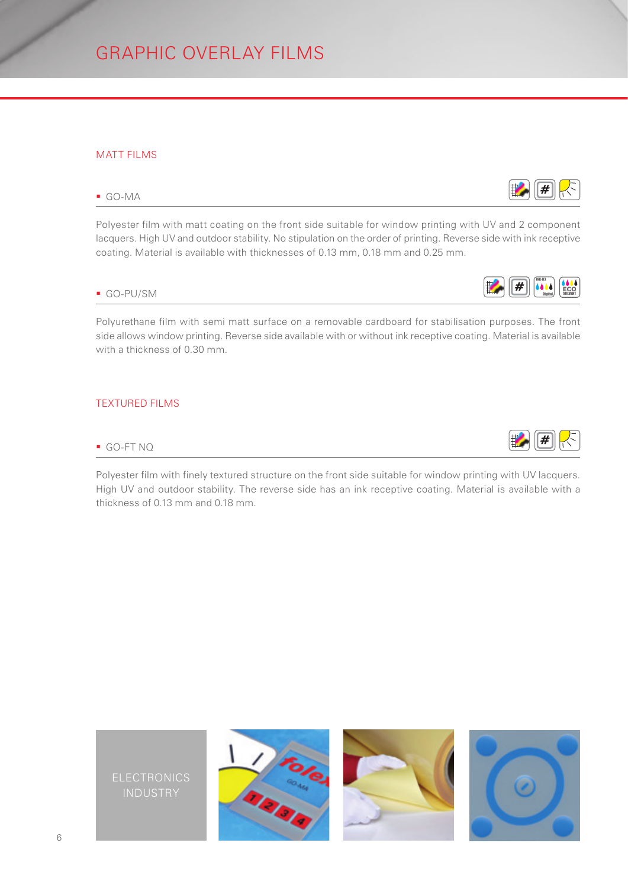# GRAPHIC OVERLAY FILMS

## MATT FILMS

### ▪ GO-MA

Polyester film with matt coating on the front side suitable for window printing with UV and 2 component lacquers. High UV and outdoor stability. No stipulation on the order of printing. Reverse side with ink receptive coating. Material is available with thicknesses of 0.13 mm, 0.18 mm and 0.25 mm.

### ▪ GO-PU/SM

Polyurethane film with semi matt surface on a removable cardboard for stabilisation purposes. The front side allows window printing. Reverse side available with or without ink receptive coating. Material is available with a thickness of 0.30 mm.

## TEXTURED FILMS

### ▪ GO-FT NQ

Polyester film with finely textured structure on the front side suitable for window printing with UV lacquers. High UV and outdoor stability. The reverse side has an ink receptive coating. Material is available with a thickness of 0.13 mm and 0.18 mm.

ELECTRONICS INDUSTRY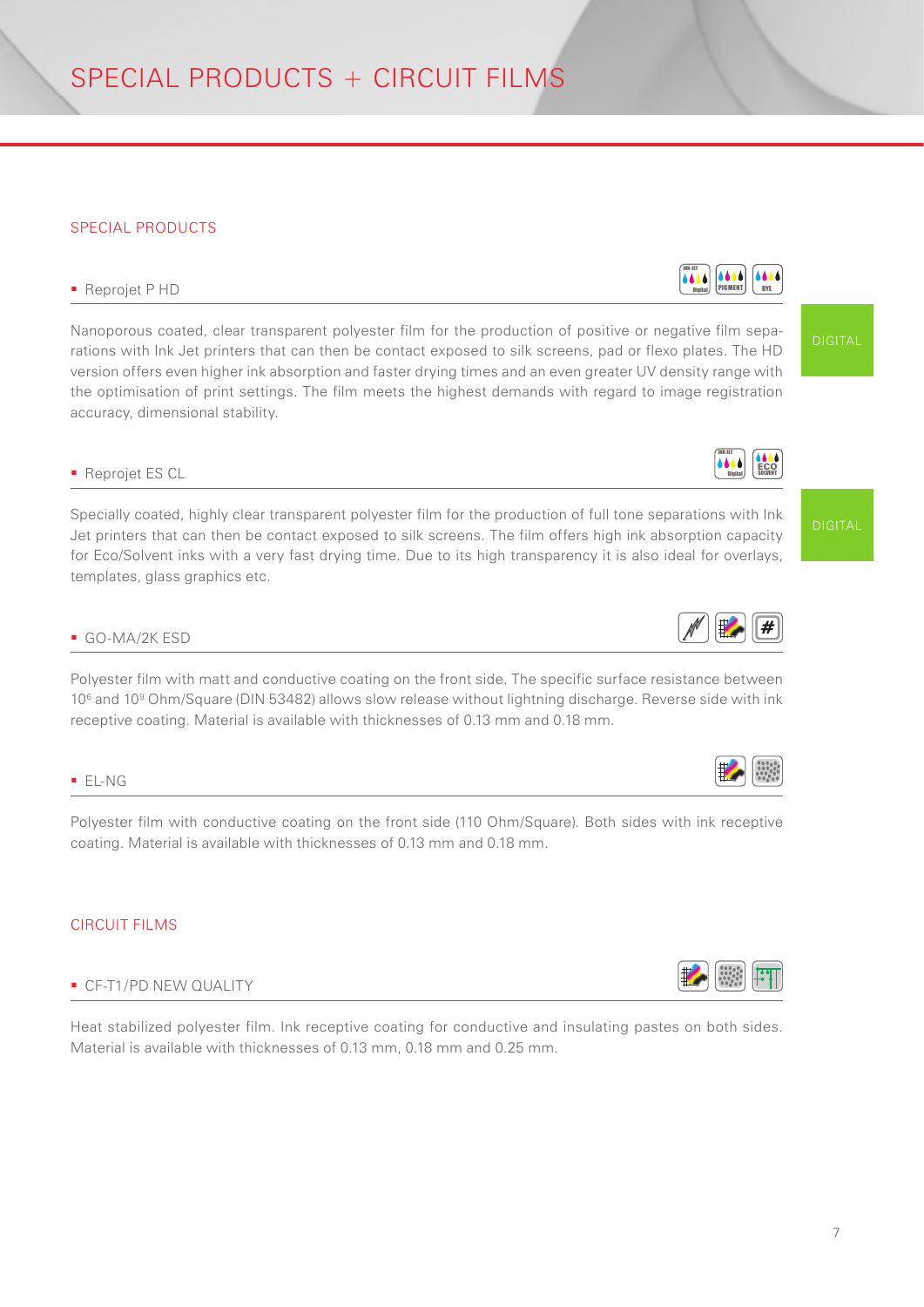# SPECIAL PRODUCTS + CIRCUIT FILMS

## SPECIAL PRODUCTS

- Reprojet P HD

DIGITAL

Nanoporous coated, clear transparent polyester film for the production of positive or negative film separations with Ink Jet printers that can then be contact exposed to silk screens, pad or flexo plates. The HD version offers even higher ink absorption and faster drying times and an even greater UV density range with the optimisation of print settings. The film meets the highest demands with regard to image registration accuracy, dimensional stability.

- Reprojet ES CL

DIGITAL

Specially coated, highly clear transparent polyester film for the production of full tone separations with Ink Jet printers that can then be contact exposed to silk screens. The film offers high ink absorption capacity for Eco/Solvent inks with a very fast drying time. Due to its high transparency it is also ideal for overlays, templates, glass graphics etc.

- GO-MA/2K ESD

Polyester film with matt and conductive coating on the front side. The specific surface resistance between $10^6$ and $10^9$ Ohm/Square (DIN 53482) allows slow release without lightning discharge. Reverse side with ink receptive coating. Material is available with thicknesses of 0.13 mm and 0.18 mm.

- EL-NG

Polyester film with conductive coating on the front side (110 Ohm/Square). Both sides with ink receptive coating. Material is available with thicknesses of 0.13 mm and 0.18 mm.

## CIRCUIT FILMS

- CF-T1/PD NEW QUALITY

Heat stabilized polyester film. Ink receptive coating for conductive and insulating pastes on both sides. Material is available with thicknesses of 0.13 mm, 0.18 mm and 0.25 mm.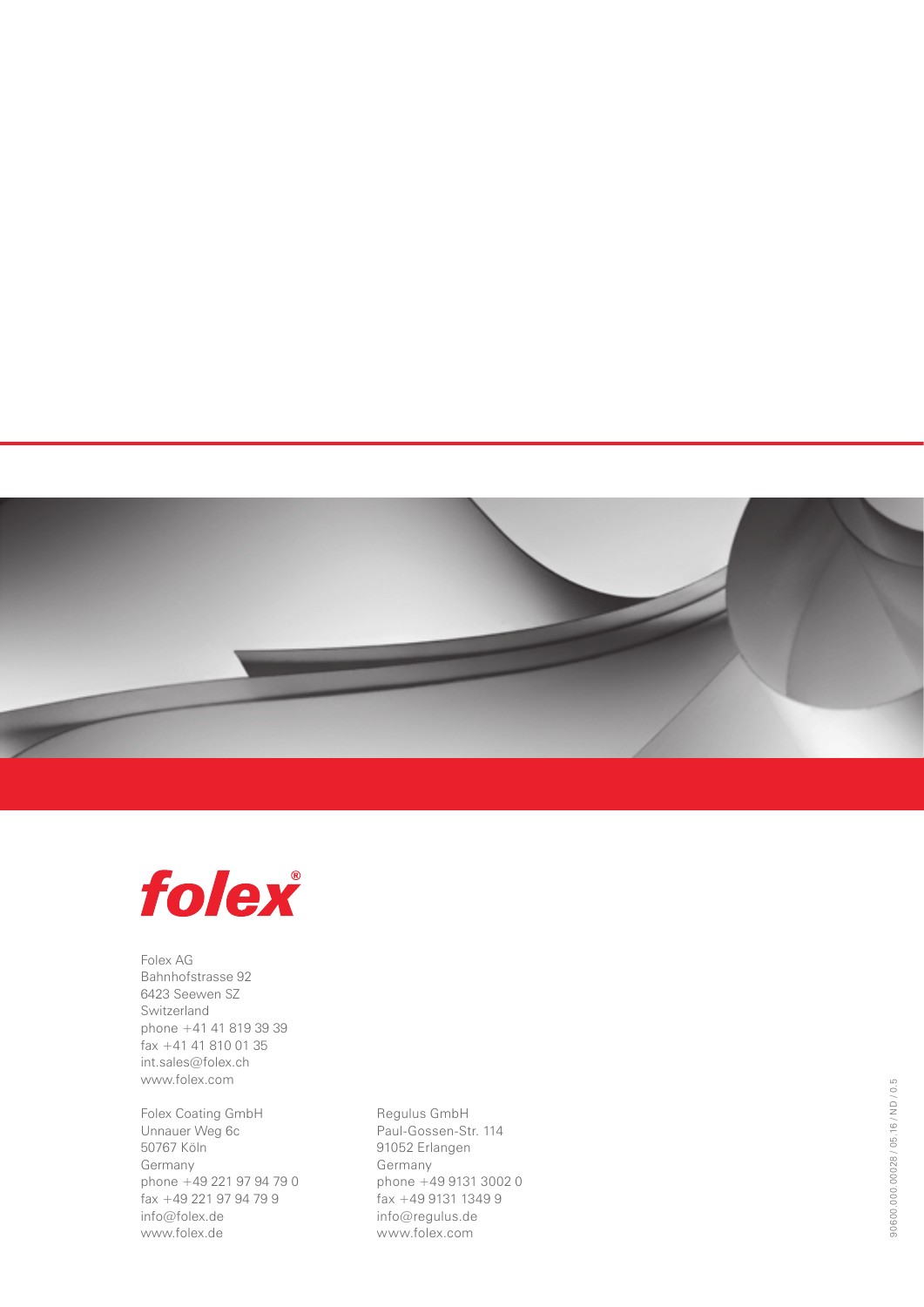folex®

Folex AG
Bahnhofstrasse 92
6423 Seewen SZ
Switzerland
phone +41 41 819 39 39
fax +41 41 810 01 35
int.sales@folex.ch
www.folex.com

Folex Coating GmbH
Unnauer Weg 6c
50767 Köln
Germany
phone +49 221 97 94 79 0
fax +49 221 97 94 79 9
info@folex.de
www.folex.de

Regulus GmbH
Paul-Gossen-Str. 114
91052 Erlangen
Germany
phone +49 9131 3002 0
fax +49 9131 1349 9
info@regulus.de
www.folex.com

90600.000.00028 / 05.16 / ND / 0.5